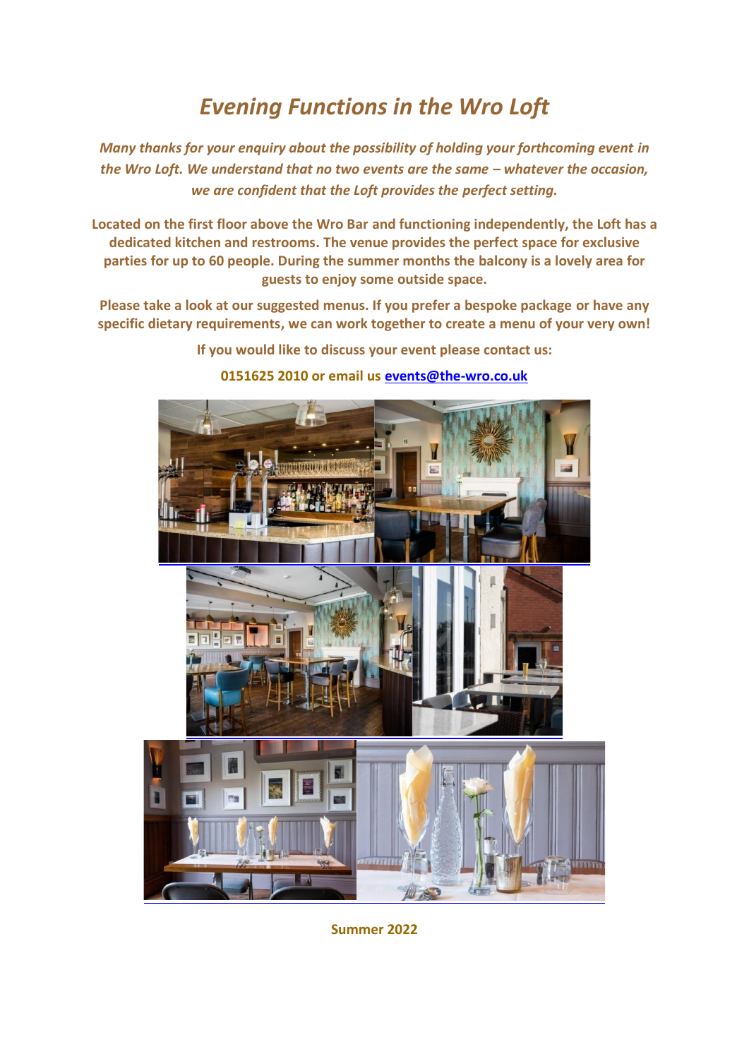# *Evening Functions in the Wro Loft*

***Many thanks for your enquiry about the possibility of holding your forthcoming event in the Wro Loft. We understand that no two events are the same – whatever the occasion, we are confident that the Loft provides the perfect setting.***

**Located on the first floor above the Wro Bar and functioning independently, the Loft has a dedicated kitchen and restrooms. The venue provides the perfect space for exclusive parties for up to 60 people. During the summer months the balcony is a lovely area for guests to enjoy some outside space.**

**Please take a look at our suggested menus. If you prefer a bespoke package or have any specific dietary requirements, we can work together to create a menu of your very own!**

**If you would like to discuss your event please contact us:**

**0151625 2010 or email us [events@the-wro.co.uk](mailto:events@the-wro.co.uk)**

**Summer 2022**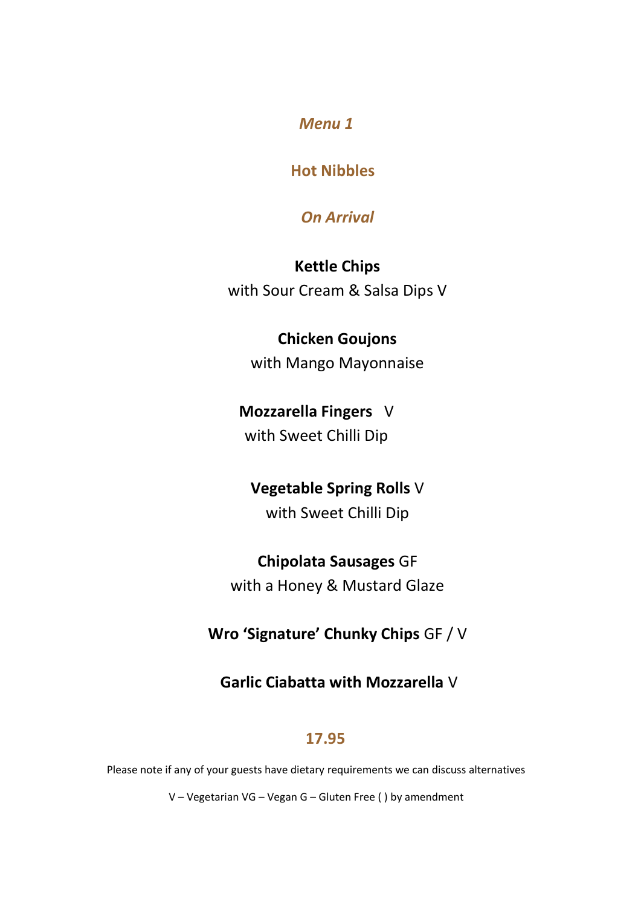## *Menu 1*

## Hot Nibbles

### *On Arrival*

**Kettle Chips**
with Sour Cream & Salsa Dips V

**Chicken Goujons**
with Mango Mayonnaise

**Mozzarella Fingers** V
with Sweet Chilli Dip

**Vegetable Spring Rolls** V
with Sweet Chilli Dip

**Chipolata Sausages** GF
with a Honey & Mustard Glaze

**Wro 'Signature' Chunky Chips** GF / V

**Garlic Ciabatta with Mozzarella** V

**17.95**

Please note if any of your guests have dietary requirements we can discuss alternatives

V – Vegetarian VG – Vegan G – Gluten Free ( ) by amendment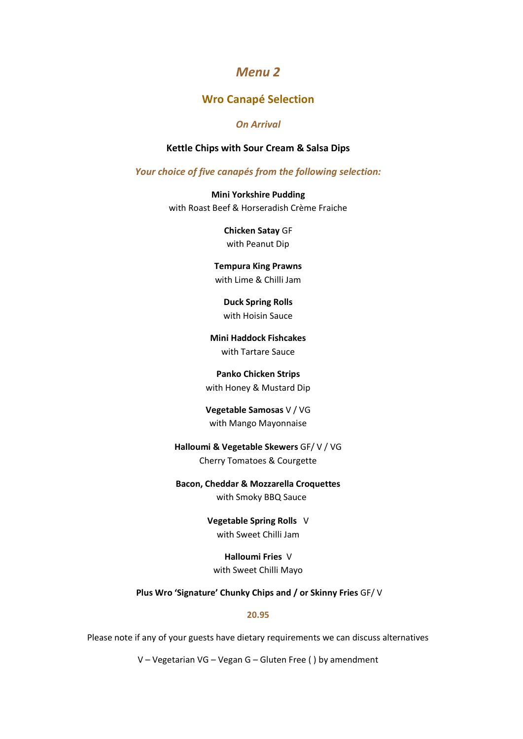# *Menu 2*

## Wro Canapé Selection

### *On Arrival*

**Kettle Chips with Sour Cream & Salsa Dips**

***Your choice of five canapés from the following selection:***

**Mini Yorkshire Pudding**
with Roast Beef & Horseradish Crème Fraiche

**Chicken Satay** GF
with Peanut Dip

**Tempura King Prawns**
with Lime & Chilli Jam

**Duck Spring Rolls**
with Hoisin Sauce

**Mini Haddock Fishcakes**
with Tartare Sauce

**Panko Chicken Strips**
with Honey & Mustard Dip

**Vegetable Samosas** V / VG
with Mango Mayonnaise

**Halloumi & Vegetable Skewers** GF/ V / VG
Cherry Tomatoes & Courgette

**Bacon, Cheddar & Mozzarella Croquettes**
with Smoky BBQ Sauce

**Vegetable Spring Rolls** V
with Sweet Chilli Jam

**Halloumi Fries** V
with Sweet Chilli Mayo

**Plus Wro 'Signature' Chunky Chips and / or Skinny Fries** GF/ V

**20.95**

Please note if any of your guests have dietary requirements we can discuss alternatives

V – Vegetarian VG – Vegan G – Gluten Free ( ) by amendment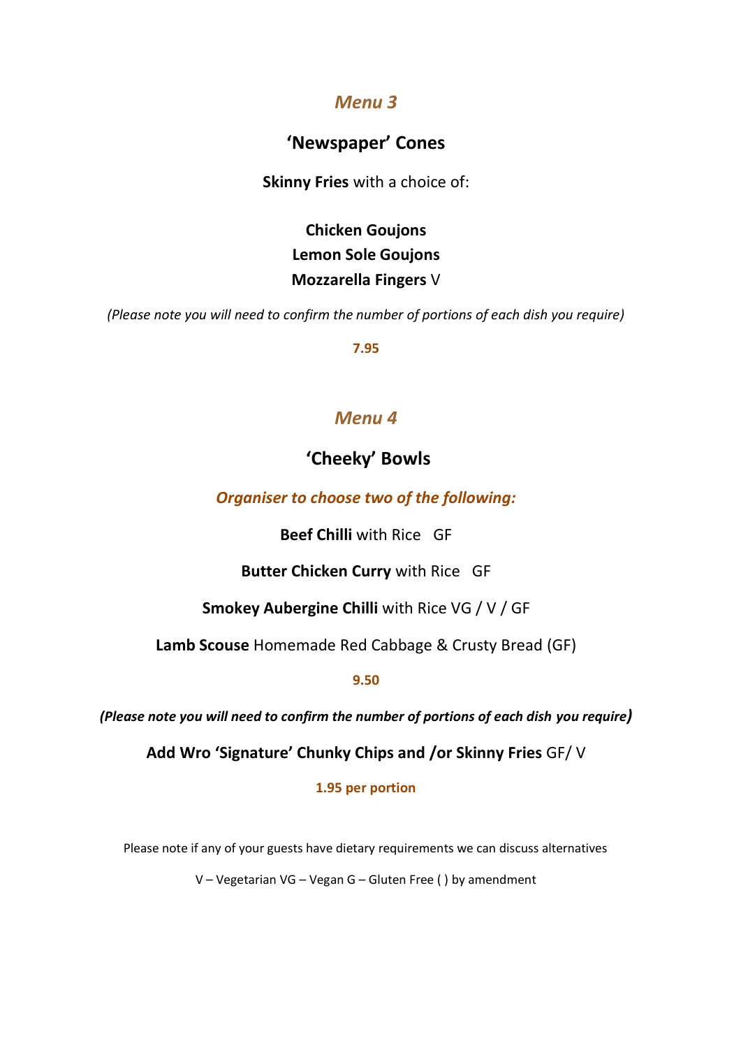## *Menu 3*

### 'Newspaper' Cones

**Skinny Fries** with a choice of:

**Chicken Goujons**
**Lemon Sole Goujons**
**Mozzarella Fingers** V

*(Please note you will need to confirm the number of portions of each dish you require)*

**7.95**

## *Menu 4*

### 'Cheeky' Bowls

***Organiser to choose two of the following:***

**Beef Chilli** with Rice GF

**Butter Chicken Curry** with Rice GF

**Smokey Aubergine Chilli** with Rice VG / V / GF

**Lamb Scouse** Homemade Red Cabbage & Crusty Bread (GF)

**9.50**

***(Please note you will need to confirm the number of portions of each dish you require)***

**Add Wro 'Signature' Chunky Chips and /or Skinny Fries** GF/ V

**1.95 per portion**

Please note if any of your guests have dietary requirements we can discuss alternatives

V – Vegetarian VG – Vegan G – Gluten Free ( ) by amendment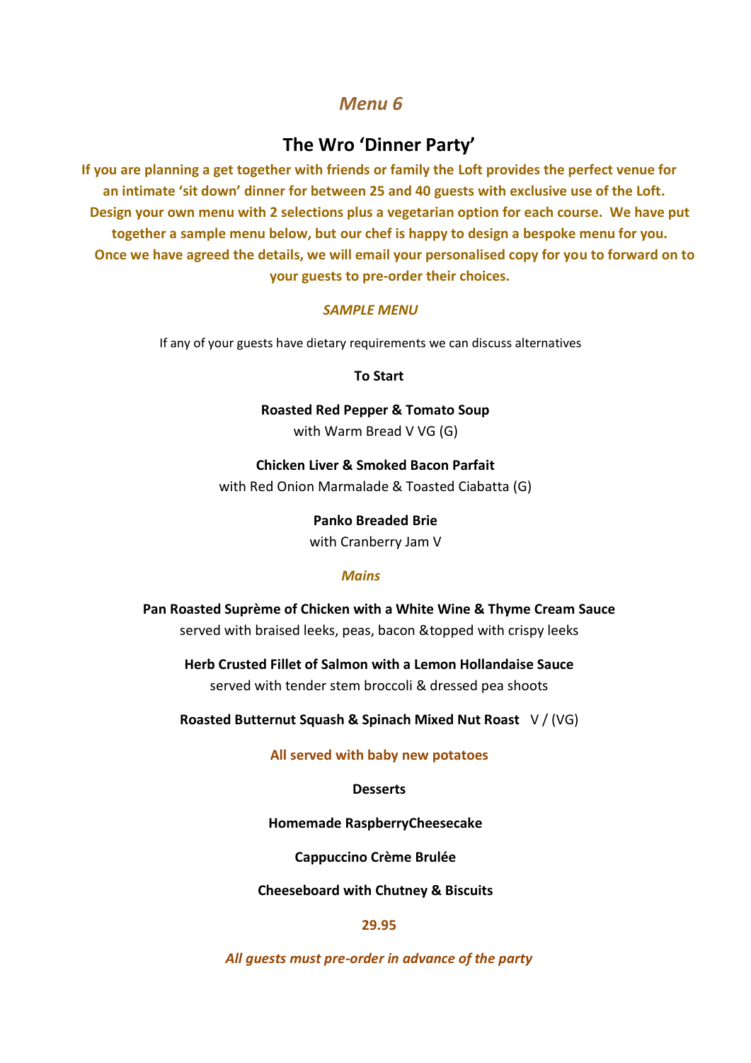# *Menu 6*

## The Wro 'Dinner Party'

**If you are planning a get together with friends or family the Loft provides the perfect venue for an intimate 'sit down' dinner for between 25 and 40 guests with exclusive use of the Loft. Design your own menu with 2 selections plus a vegetarian option for each course. We have put together a sample menu below, but our chef is happy to design a bespoke menu for you. Once we have agreed the details, we will email your personalised copy for you to forward on to your guests to pre-order their choices.**

***SAMPLE MENU***

If any of your guests have dietary requirements we can discuss alternatives

**To Start**

**Roasted Red Pepper & Tomato Soup**
with Warm Bread V VG (G)

**Chicken Liver & Smoked Bacon Parfait**
with Red Onion Marmalade & Toasted Ciabatta (G)

**Panko Breaded Brie**
with Cranberry Jam V

***Mains***

**Pan Roasted Suprème of Chicken with a White Wine & Thyme Cream Sauce**
served with braised leeks, peas, bacon &topped with crispy leeks

**Herb Crusted Fillet of Salmon with a Lemon Hollandaise Sauce**
served with tender stem broccoli & dressed pea shoots

**Roasted Butternut Squash & Spinach Mixed Nut Roast** V / (VG)

**All served with baby new potatoes**

**Desserts**

**Homemade RaspberryCheesecake**

**Cappuccino Crème Brulée**

**Cheeseboard with Chutney & Biscuits**

**29.95**

***All guests must pre-order in advance of the party***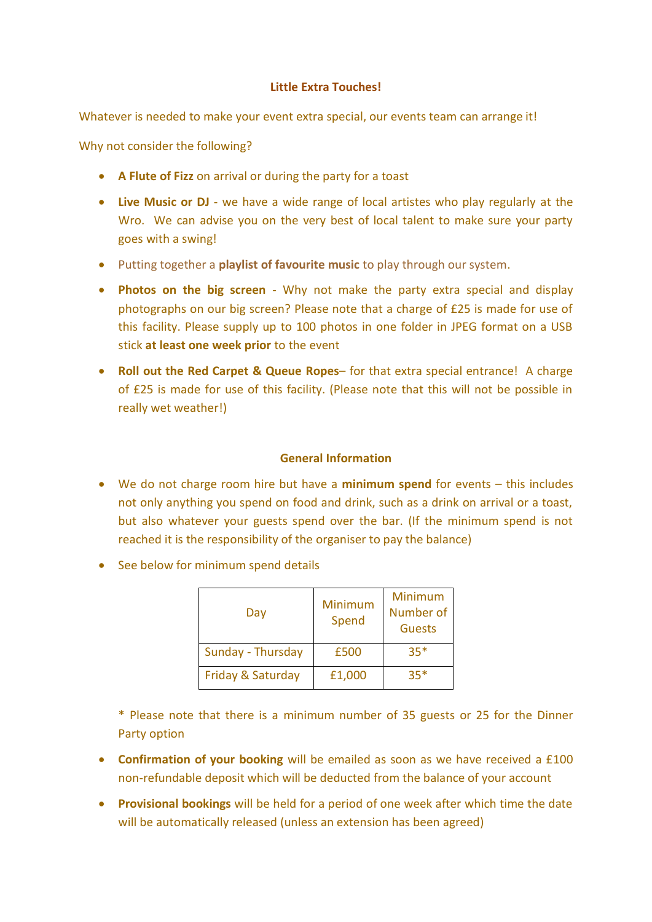## Little Extra Touches!

Whatever is needed to make your event extra special, our events team can arrange it!

Why not consider the following?

- **A Flute of Fizz** on arrival or during the party for a toast
- **Live Music or DJ** - we have a wide range of local artistes who play regularly at the Wro. We can advise you on the very best of local talent to make sure your party goes with a swing!
- Putting together a **playlist of favourite music** to play through our system.
- **Photos on the big screen** - Why not make the party extra special and display photographs on our big screen? Please note that a charge of £25 is made for use of this facility. Please supply up to 100 photos in one folder in JPEG format on a USB stick **at least one week prior** to the event
- **Roll out the Red Carpet & Queue Ropes**– for that extra special entrance! A charge of £25 is made for use of this facility. (Please note that this will not be possible in really wet weather!)

## General Information

- We do not charge room hire but have a **minimum spend** for events – this includes not only anything you spend on food and drink, such as a drink on arrival or a toast, but also whatever your guests spend over the bar. (If the minimum spend is not reached it is the responsibility of the organiser to pay the balance)
- See below for minimum spend details

| Day | Minimum Spend | Minimum Number of Guests |
|---|---|---|
| Sunday - Thursday | £500 | 35* |
| Friday & Saturday | £1,000 | 35* |

  * Please note that there is a minimum number of 35 guests or 25 for the Dinner Party option

- **Confirmation of your booking** will be emailed as soon as we have received a £100 non-refundable deposit which will be deducted from the balance of your account
- **Provisional bookings** will be held for a period of one week after which time the date will be automatically released (unless an extension has been agreed)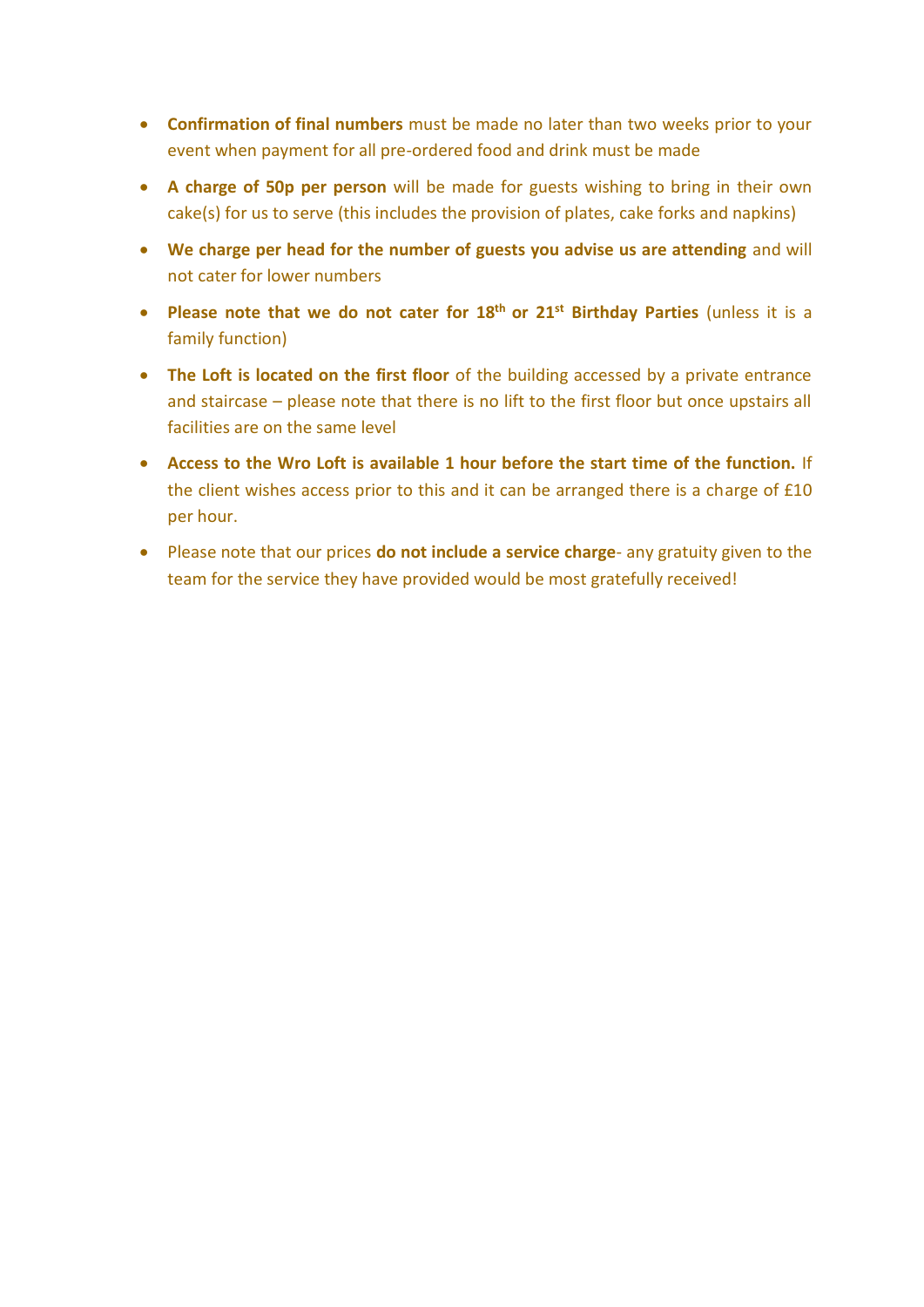- **Confirmation of final numbers** must be made no later than two weeks prior to your event when payment for all pre-ordered food and drink must be made
- **A charge of 50p per person** will be made for guests wishing to bring in their own cake(s) for us to serve (this includes the provision of plates, cake forks and napkins)
- **We charge per head for the number of guests you advise us are attending** and will not cater for lower numbers
- **Please note that we do not cater for 18th or 21st Birthday Parties** (unless it is a family function)
- **The Loft is located on the first floor** of the building accessed by a private entrance and staircase – please note that there is no lift to the first floor but once upstairs all facilities are on the same level
- **Access to the Wro Loft is available 1 hour before the start time of the function.** If the client wishes access prior to this and it can be arranged there is a charge of £10 per hour.
- Please note that our prices **do not include a service charge**- any gratuity given to the team for the service they have provided would be most gratefully received!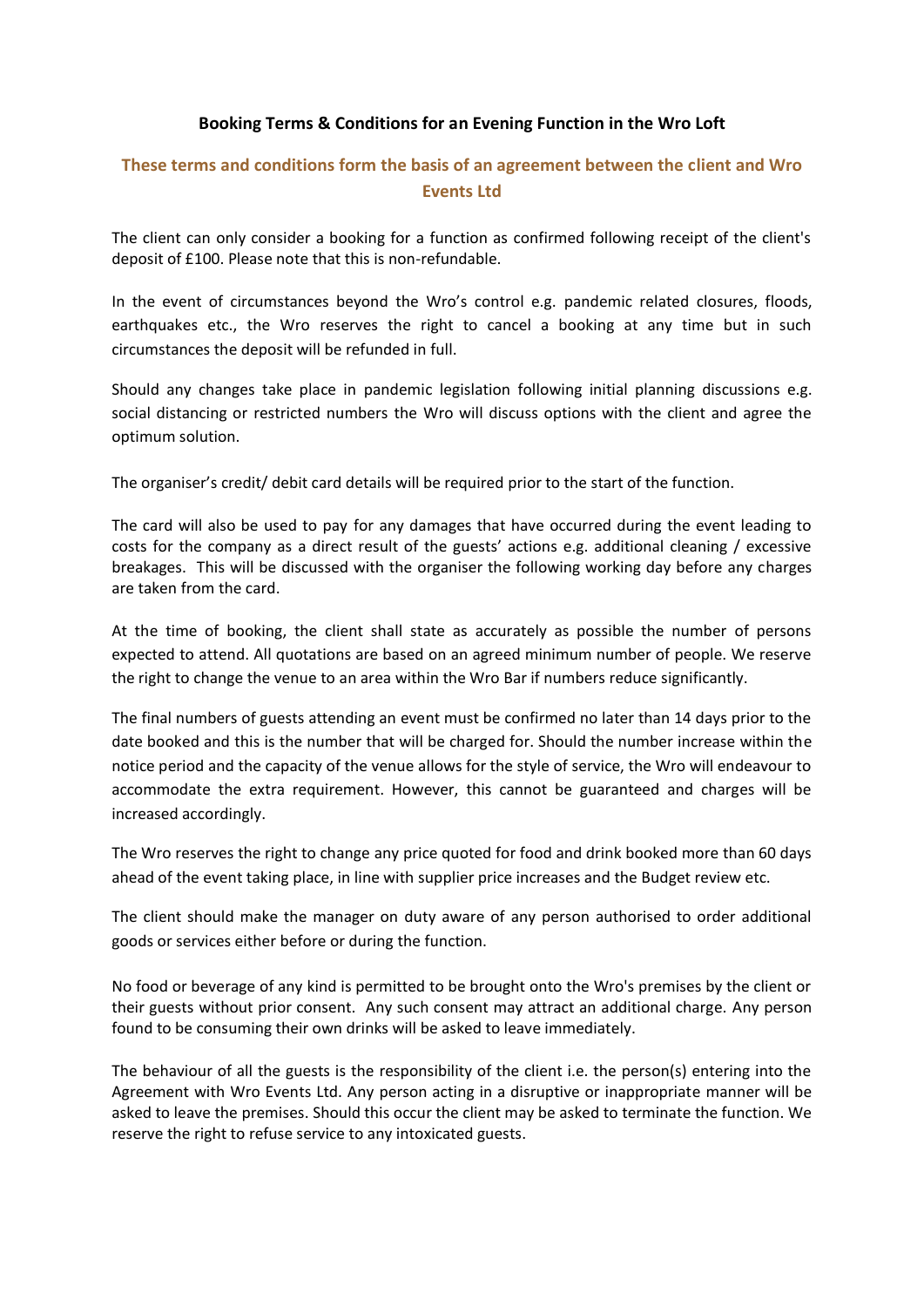**Booking Terms & Conditions for an Evening Function in the Wro Loft**

## These terms and conditions form the basis of an agreement between the client and Wro Events Ltd

The client can only consider a booking for a function as confirmed following receipt of the client's deposit of £100. Please note that this is non-refundable.

In the event of circumstances beyond the Wro's control e.g. pandemic related closures, floods, earthquakes etc., the Wro reserves the right to cancel a booking at any time but in such circumstances the deposit will be refunded in full.

Should any changes take place in pandemic legislation following initial planning discussions e.g. social distancing or restricted numbers the Wro will discuss options with the client and agree the optimum solution.

The organiser's credit/ debit card details will be required prior to the start of the function.

The card will also be used to pay for any damages that have occurred during the event leading to costs for the company as a direct result of the guests' actions e.g. additional cleaning / excessive breakages. This will be discussed with the organiser the following working day before any charges are taken from the card.

At the time of booking, the client shall state as accurately as possible the number of persons expected to attend. All quotations are based on an agreed minimum number of people. We reserve the right to change the venue to an area within the Wro Bar if numbers reduce significantly.

The final numbers of guests attending an event must be confirmed no later than 14 days prior to the date booked and this is the number that will be charged for. Should the number increase within the notice period and the capacity of the venue allows for the style of service, the Wro will endeavour to accommodate the extra requirement. However, this cannot be guaranteed and charges will be increased accordingly.

The Wro reserves the right to change any price quoted for food and drink booked more than 60 days ahead of the event taking place, in line with supplier price increases and the Budget review etc.

The client should make the manager on duty aware of any person authorised to order additional goods or services either before or during the function.

No food or beverage of any kind is permitted to be brought onto the Wro's premises by the client or their guests without prior consent. Any such consent may attract an additional charge. Any person found to be consuming their own drinks will be asked to leave immediately.

The behaviour of all the guests is the responsibility of the client i.e. the person(s) entering into the Agreement with Wro Events Ltd. Any person acting in a disruptive or inappropriate manner will be asked to leave the premises. Should this occur the client may be asked to terminate the function. We reserve the right to refuse service to any intoxicated guests.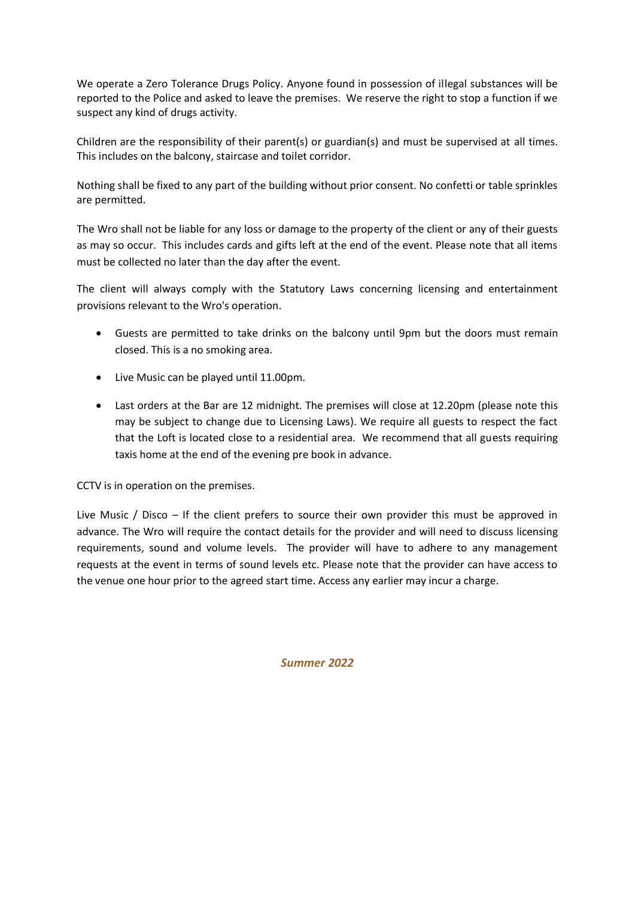We operate a Zero Tolerance Drugs Policy. Anyone found in possession of illegal substances will be reported to the Police and asked to leave the premises. We reserve the right to stop a function if we suspect any kind of drugs activity.

Children are the responsibility of their parent(s) or guardian(s) and must be supervised at all times. This includes on the balcony, staircase and toilet corridor.

Nothing shall be fixed to any part of the building without prior consent. No confetti or table sprinkles are permitted.

The Wro shall not be liable for any loss or damage to the property of the client or any of their guests as may so occur. This includes cards and gifts left at the end of the event. Please note that all items must be collected no later than the day after the event.

The client will always comply with the Statutory Laws concerning licensing and entertainment provisions relevant to the Wro's operation.

- Guests are permitted to take drinks on the balcony until 9pm but the doors must remain closed. This is a no smoking area.
- Live Music can be played until 11.00pm.
- Last orders at the Bar are 12 midnight. The premises will close at 12.20pm (please note this may be subject to change due to Licensing Laws). We require all guests to respect the fact that the Loft is located close to a residential area. We recommend that all guests requiring taxis home at the end of the evening pre book in advance.

CCTV is in operation on the premises.

Live Music / Disco – If the client prefers to source their own provider this must be approved in advance. The Wro will require the contact details for the provider and will need to discuss licensing requirements, sound and volume levels. The provider will have to adhere to any management requests at the event in terms of sound levels etc. Please note that the provider can have access to the venue one hour prior to the agreed start time. Access any earlier may incur a charge.

***Summer 2022***